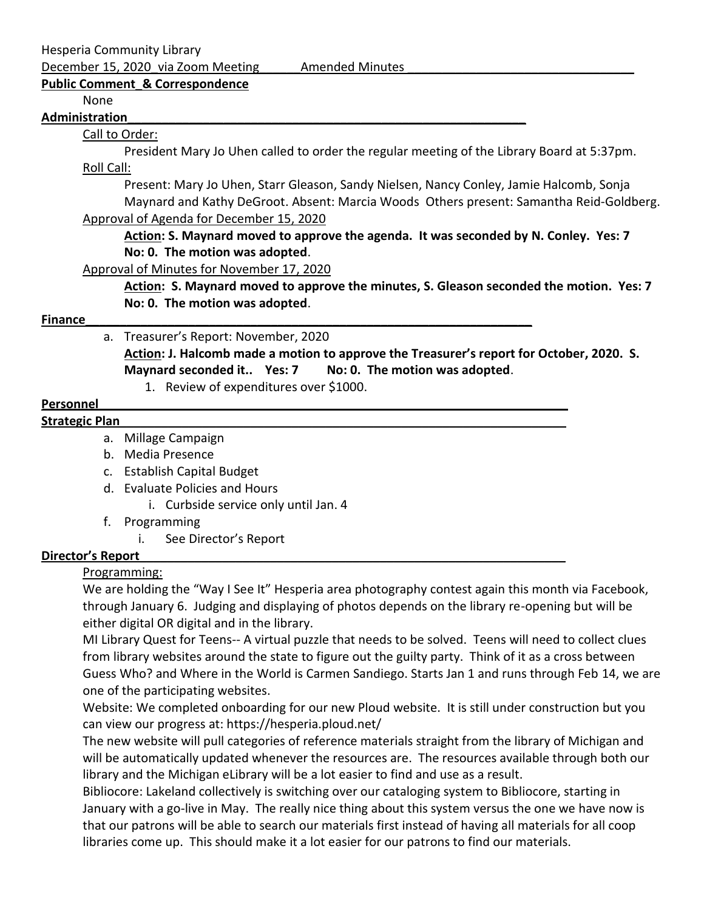Hesperia Community Library

December 15, 2020 via Zoom Meeting Amended Minutes

**Public Comment & Correspondence**

None

**Administration**

Call to Order:

President Mary Jo Uhen called to order the regular meeting of the Library Board at 5:37pm.

Roll Call:

Present: Mary Jo Uhen, Starr Gleason, Sandy Nielsen, Nancy Conley, Jamie Halcomb, Sonja Maynard and Kathy DeGroot. Absent: Marcia Woods Others present: Samantha Reid-Goldberg.

Approval of Agenda for December 15, 2020

**Action: S. Maynard moved to approve the agenda. It was seconded by N. Conley. Yes: 7 No: 0. The motion was adopted**.

Approval of Minutes for November 17, 2020

**Action: S. Maynard moved to approve the minutes, S. Gleason seconded the motion. Yes: 7 No: 0. The motion was adopted**.

**Finance**

a. Treasurer's Report: November, 2020

**Action: J. Halcomb made a motion to approve the Treasurer's report for October, 2020. S. Maynard seconded it.. Yes: 7 No: 0. The motion was adopted**.

1. Review of expenditures over $1000.

**Personnel**

**Strategic Plan**

a. Millage Campaign
b. Media Presence
c. Establish Capital Budget
d. Evaluate Policies and Hours
   i. Curbside service only until Jan. 4
f. Programming
   i. See Director's Report

**Director's Report**

Programming:

We are holding the "Way I See It" Hesperia area photography contest again this month via Facebook, through January 6. Judging and displaying of photos depends on the library re-opening but will be either digital OR digital and in the library.

MI Library Quest for Teens-- A virtual puzzle that needs to be solved. Teens will need to collect clues from library websites around the state to figure out the guilty party. Think of it as a cross between Guess Who? and Where in the World is Carmen Sandiego. Starts Jan 1 and runs through Feb 14, we are one of the participating websites.

Website: We completed onboarding for our new Ploud website. It is still under construction but you can view our progress at: https://hesperia.ploud.net/

The new website will pull categories of reference materials straight from the library of Michigan and will be automatically updated whenever the resources are. The resources available through both our library and the Michigan eLibrary will be a lot easier to find and use as a result.

Bibliocore: Lakeland collectively is switching over our cataloging system to Bibliocore, starting in January with a go-live in May. The really nice thing about this system versus the one we have now is that our patrons will be able to search our materials first instead of having all materials for all coop libraries come up. This should make it a lot easier for our patrons to find our materials.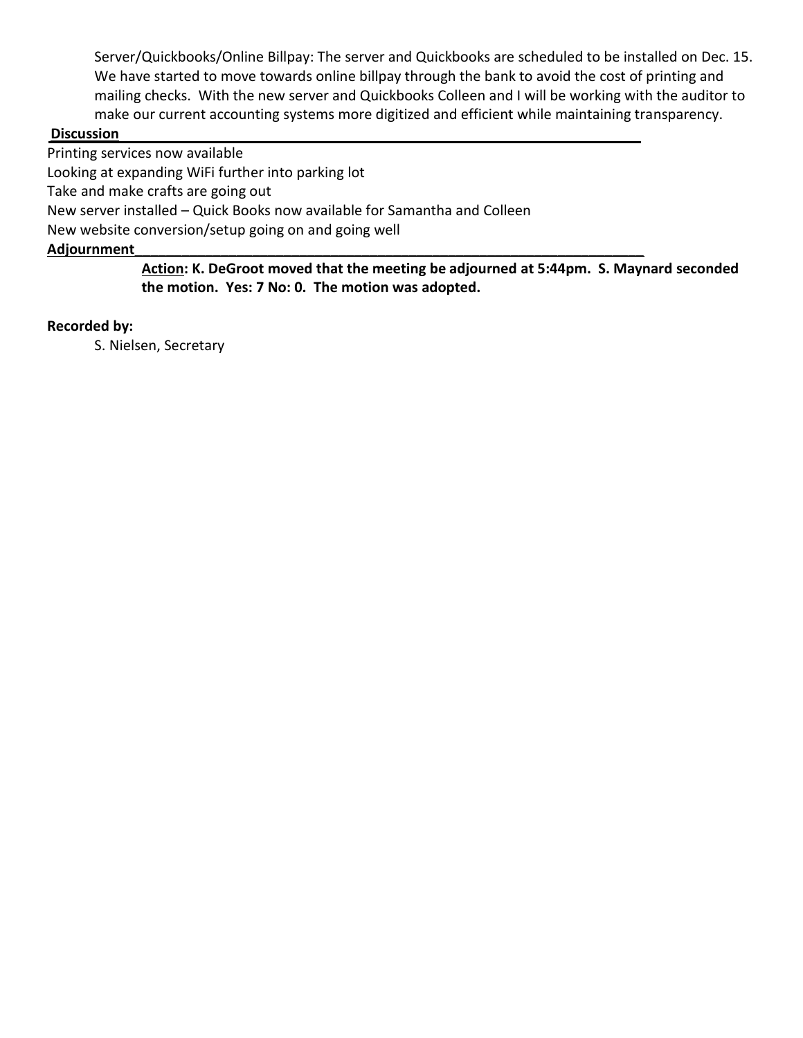Server/Quickbooks/Online Billpay: The server and Quickbooks are scheduled to be installed on Dec. 15. We have started to move towards online billpay through the bank to avoid the cost of printing and mailing checks. With the new server and Quickbooks Colleen and I will be working with the auditor to make our current accounting systems more digitized and efficient while maintaining transparency.

**Discussion**

Printing services now available
Looking at expanding WiFi further into parking lot
Take and make crafts are going out
New server installed – Quick Books now available for Samantha and Colleen
New website conversion/setup going on and going well

**Adjournment**

**Action: K. DeGroot moved that the meeting be adjourned at 5:44pm. S. Maynard seconded the motion. Yes: 7 No: 0. The motion was adopted.**

**Recorded by:**

S. Nielsen, Secretary